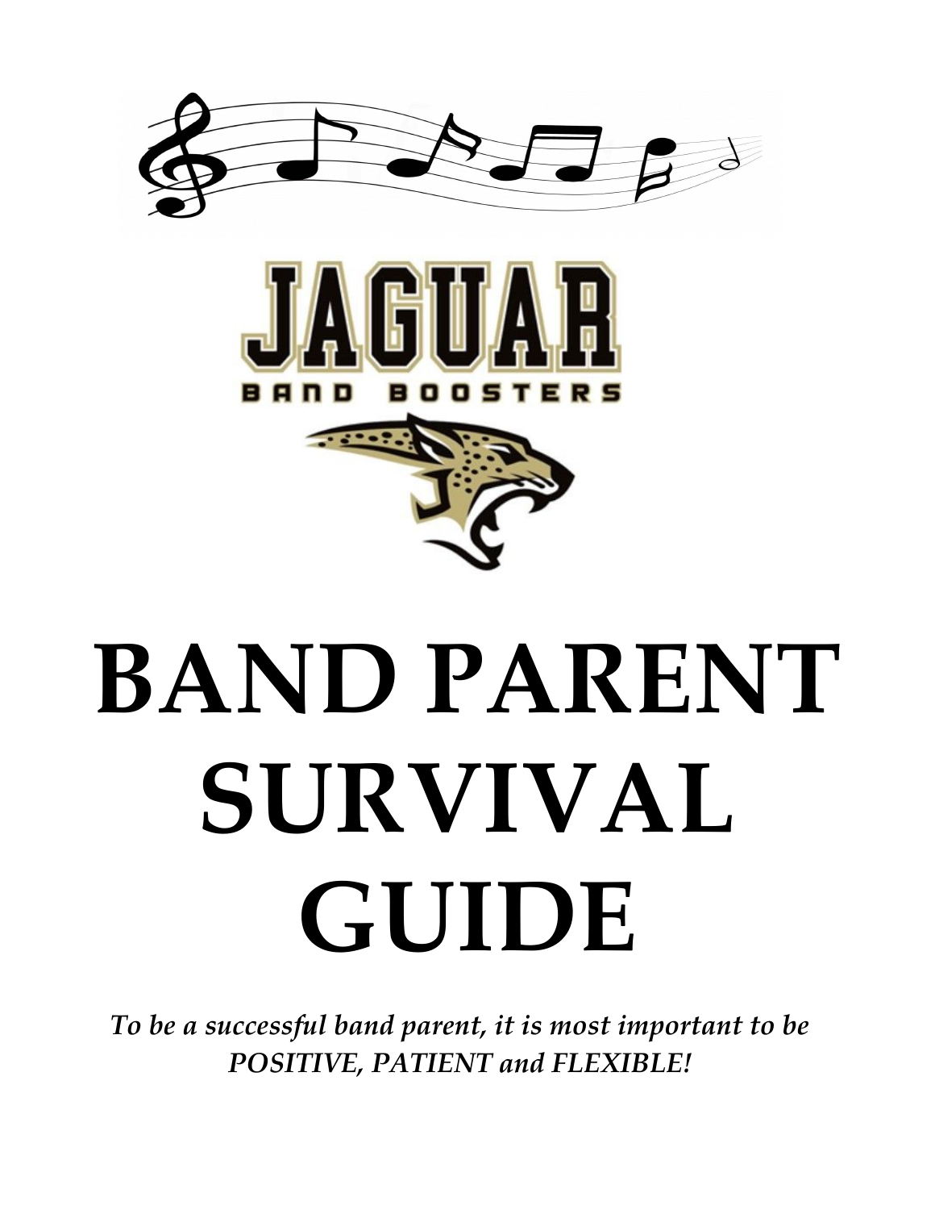JAGUAR

BAND BOOSTERS

# BAND PARENT SURVIVAL GUIDE

*To be a successful band parent, it is most important to be POSITIVE, PATIENT and FLEXIBLE!*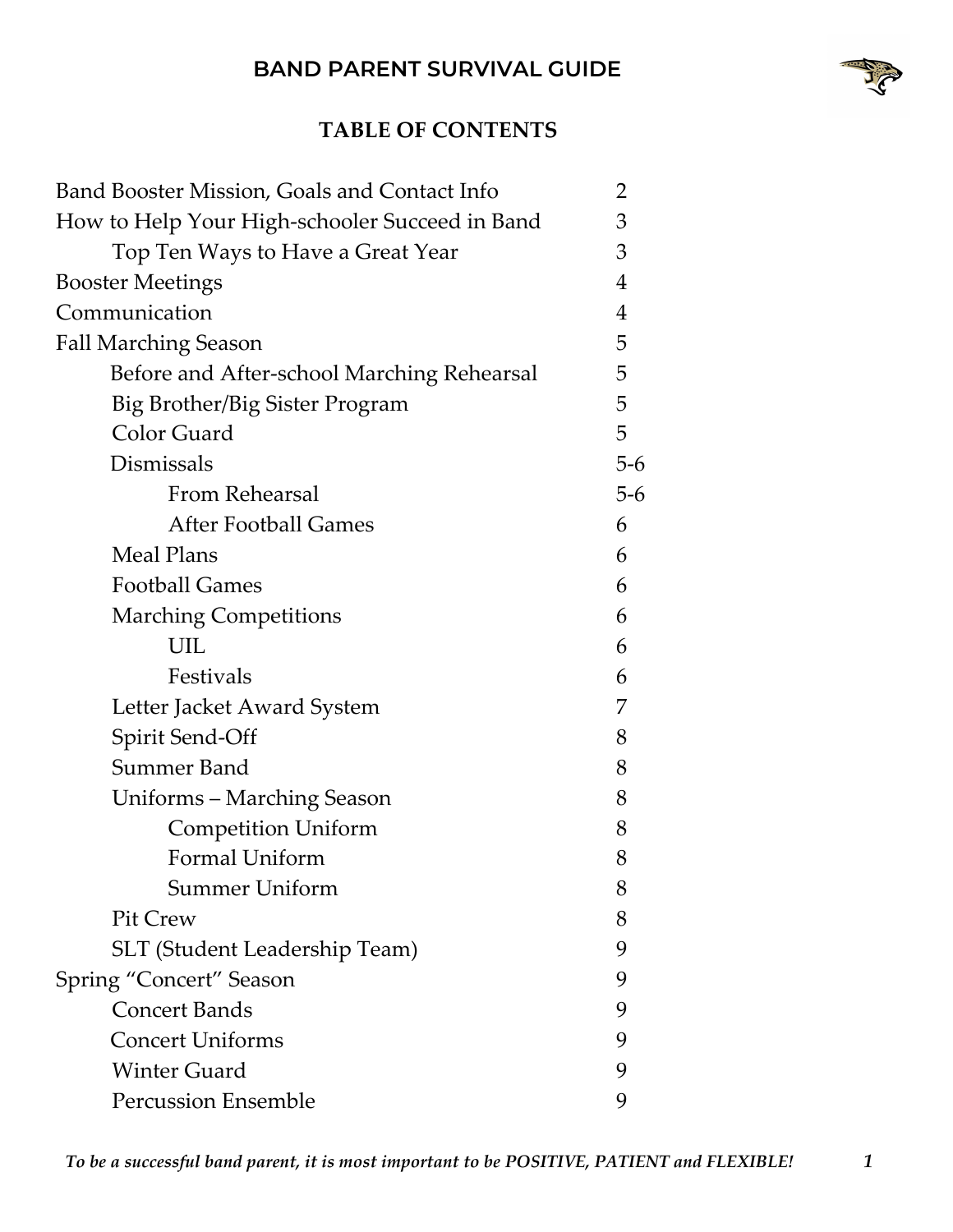# BAND PARENT SURVIVAL GUIDE

## TABLE OF CONTENTS

| | |
|---|---|
| Band Booster Mission, Goals and Contact Info | 2 |
| How to Help Your High-schooler Succeed in Band | 3 |
| &nbsp;&nbsp;&nbsp;&nbsp;Top Ten Ways to Have a Great Year | 3 |
| Booster Meetings | 4 |
| Communication | 4 |
| Fall Marching Season | 5 |
| &nbsp;&nbsp;&nbsp;&nbsp;Before and After-school Marching Rehearsal | 5 |
| &nbsp;&nbsp;&nbsp;&nbsp;Big Brother/Big Sister Program | 5 |
| &nbsp;&nbsp;&nbsp;&nbsp;Color Guard | 5 |
| &nbsp;&nbsp;&nbsp;&nbsp;Dismissals | 5-6 |
| &nbsp;&nbsp;&nbsp;&nbsp;&nbsp;&nbsp;&nbsp;&nbsp;From Rehearsal | 5-6 |
| &nbsp;&nbsp;&nbsp;&nbsp;&nbsp;&nbsp;&nbsp;&nbsp;After Football Games | 6 |
| &nbsp;&nbsp;&nbsp;&nbsp;Meal Plans | 6 |
| &nbsp;&nbsp;&nbsp;&nbsp;Football Games | 6 |
| &nbsp;&nbsp;&nbsp;&nbsp;Marching Competitions | 6 |
| &nbsp;&nbsp;&nbsp;&nbsp;&nbsp;&nbsp;&nbsp;&nbsp;UIL | 6 |
| &nbsp;&nbsp;&nbsp;&nbsp;&nbsp;&nbsp;&nbsp;&nbsp;Festivals | 6 |
| &nbsp;&nbsp;&nbsp;&nbsp;Letter Jacket Award System | 7 |
| &nbsp;&nbsp;&nbsp;&nbsp;Spirit Send-Off | 8 |
| &nbsp;&nbsp;&nbsp;&nbsp;Summer Band | 8 |
| &nbsp;&nbsp;&nbsp;&nbsp;Uniforms – Marching Season | 8 |
| &nbsp;&nbsp;&nbsp;&nbsp;&nbsp;&nbsp;&nbsp;&nbsp;Competition Uniform | 8 |
| &nbsp;&nbsp;&nbsp;&nbsp;&nbsp;&nbsp;&nbsp;&nbsp;Formal Uniform | 8 |
| &nbsp;&nbsp;&nbsp;&nbsp;&nbsp;&nbsp;&nbsp;&nbsp;Summer Uniform | 8 |
| &nbsp;&nbsp;&nbsp;&nbsp;Pit Crew | 8 |
| &nbsp;&nbsp;&nbsp;&nbsp;SLT (Student Leadership Team) | 9 |
| Spring "Concert" Season | 9 |
| &nbsp;&nbsp;&nbsp;&nbsp;Concert Bands | 9 |
| &nbsp;&nbsp;&nbsp;&nbsp;Concert Uniforms | 9 |
| &nbsp;&nbsp;&nbsp;&nbsp;Winter Guard | 9 |
| &nbsp;&nbsp;&nbsp;&nbsp;Percussion Ensemble | 9 |

*To be a successful band parent, it is most important to be POSITIVE, PATIENT and FLEXIBLE!*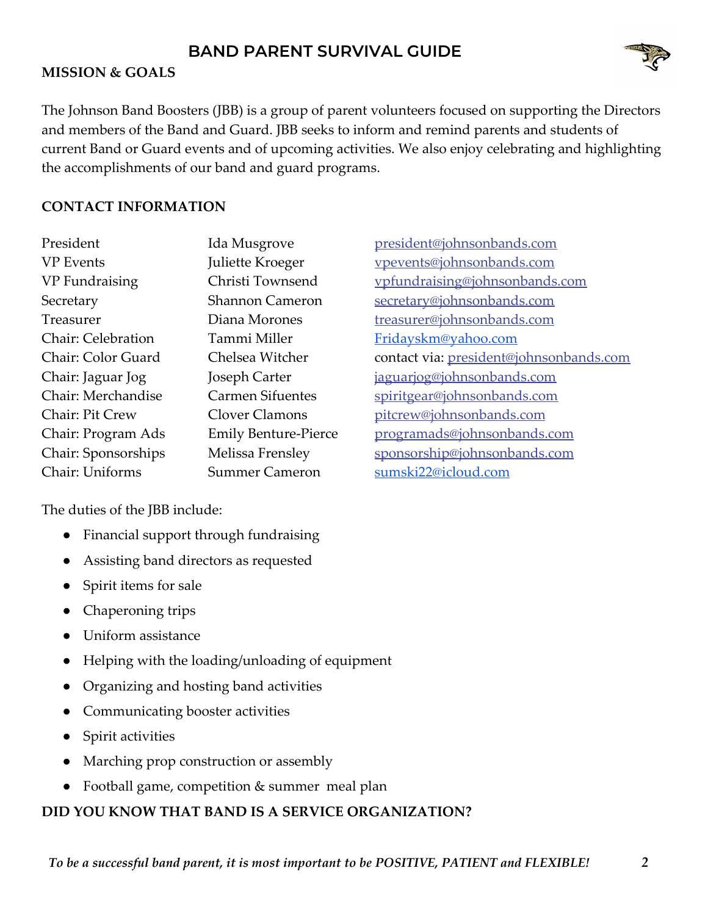# BAND PARENT SURVIVAL GUIDE

**MISSION & GOALS**

The Johnson Band Boosters (JBB) is a group of parent volunteers focused on supporting the Directors and members of the Band and Guard. JBB seeks to inform and remind parents and students of current Band or Guard events and of upcoming activities. We also enjoy celebrating and highlighting the accomplishments of our band and guard programs.

**CONTACT INFORMATION**

| | | |
|---|---|---|
| President | Ida Musgrove | president@johnsonbands.com |
| VP Events | Juliette Kroeger | vpevents@johnsonbands.com |
| VP Fundraising | Christi Townsend | vpfundraising@johnsonbands.com |
| Secretary | Shannon Cameron | secretary@johnsonbands.com |
| Treasurer | Diana Morones | treasurer@johnsonbands.com |
| Chair: Celebration | Tammi Miller | Fridayskm@yahoo.com |
| Chair: Color Guard | Chelsea Witcher | contact via: president@johnsonbands.com |
| Chair: Jaguar Jog | Joseph Carter | jaguarjog@johnsonbands.com |
| Chair: Merchandise | Carmen Sifuentes | spiritgear@johnsonbands.com |
| Chair: Pit Crew | Clover Clamons | pitcrew@johnsonbands.com |
| Chair: Program Ads | Emily Benture-Pierce | programads@johnsonbands.com |
| Chair: Sponsorships | Melissa Frensley | sponsorship@johnsonbands.com |
| Chair: Uniforms | Summer Cameron | sumski22@icloud.com |

The duties of the JBB include:

- Financial support through fundraising
- Assisting band directors as requested
- Spirit items for sale
- Chaperoning trips
- Uniform assistance
- Helping with the loading/unloading of equipment
- Organizing and hosting band activities
- Communicating booster activities
- Spirit activities
- Marching prop construction or assembly
- Football game, competition & summer meal plan

**DID YOU KNOW THAT BAND IS A SERVICE ORGANIZATION?**

*To be a successful band parent, it is most important to be POSITIVE, PATIENT and FLEXIBLE!*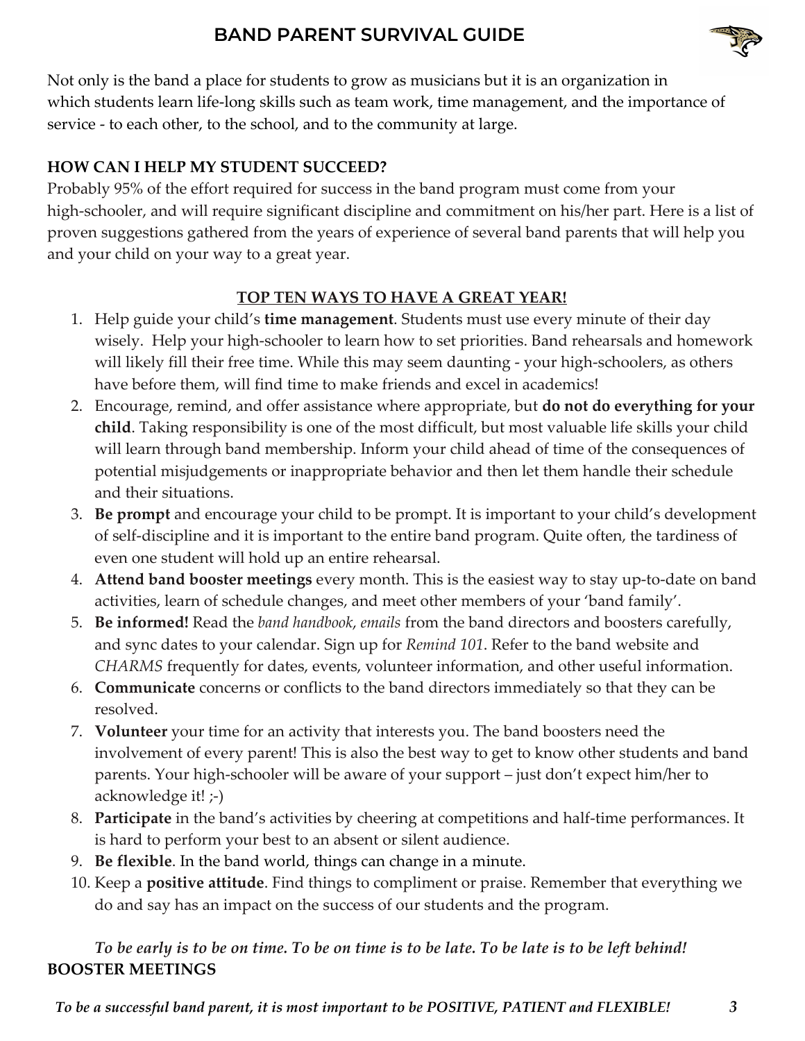# BAND PARENT SURVIVAL GUIDE

Not only is the band a place for students to grow as musicians but it is an organization in which students learn life-long skills such as team work, time management, and the importance of service - to each other, to the school, and to the community at large.

**HOW CAN I HELP MY STUDENT SUCCEED?**

Probably 95% of the effort required for success in the band program must come from your high-schooler, and will require significant discipline and commitment on his/her part. Here is a list of proven suggestions gathered from the years of experience of several band parents that will help you and your child on your way to a great year.

**TOP TEN WAYS TO HAVE A GREAT YEAR!**

1. Help guide your child's **time management**. Students must use every minute of their day wisely. Help your high-schooler to learn how to set priorities. Band rehearsals and homework will likely fill their free time. While this may seem daunting - your high-schoolers, as others have before them, will find time to make friends and excel in academics!
2. Encourage, remind, and offer assistance where appropriate, but **do not do everything for your child**. Taking responsibility is one of the most difficult, but most valuable life skills your child will learn through band membership. Inform your child ahead of time of the consequences of potential misjudgements or inappropriate behavior and then let them handle their schedule and their situations.
3. **Be prompt** and encourage your child to be prompt. It is important to your child's development of self-discipline and it is important to the entire band program. Quite often, the tardiness of even one student will hold up an entire rehearsal.
4. **Attend band booster meetings** every month. This is the easiest way to stay up-to-date on band activities, learn of schedule changes, and meet other members of your 'band family'.
5. **Be informed!** Read the *band handbook*, *emails* from the band directors and boosters carefully, and sync dates to your calendar. Sign up for *Remind 101*. Refer to the band website and *CHARMS* frequently for dates, events, volunteer information, and other useful information.
6. **Communicate** concerns or conflicts to the band directors immediately so that they can be resolved.
7. **Volunteer** your time for an activity that interests you. The band boosters need the involvement of every parent! This is also the best way to get to know other students and band parents. Your high-schooler will be aware of your support – just don't expect him/her to acknowledge it! ;-)
8. **Participate** in the band's activities by cheering at competitions and half-time performances. It is hard to perform your best to an absent or silent audience.
9. **Be flexible**. In the band world, things can change in a minute.
10. Keep a **positive attitude**. Find things to compliment or praise. Remember that everything we do and say has an impact on the success of our students and the program.

***To be early is to be on time. To be on time is to be late. To be late is to be left behind!***

**BOOSTER MEETINGS**

***To be a successful band parent, it is most important to be POSITIVE, PATIENT and FLEXIBLE!***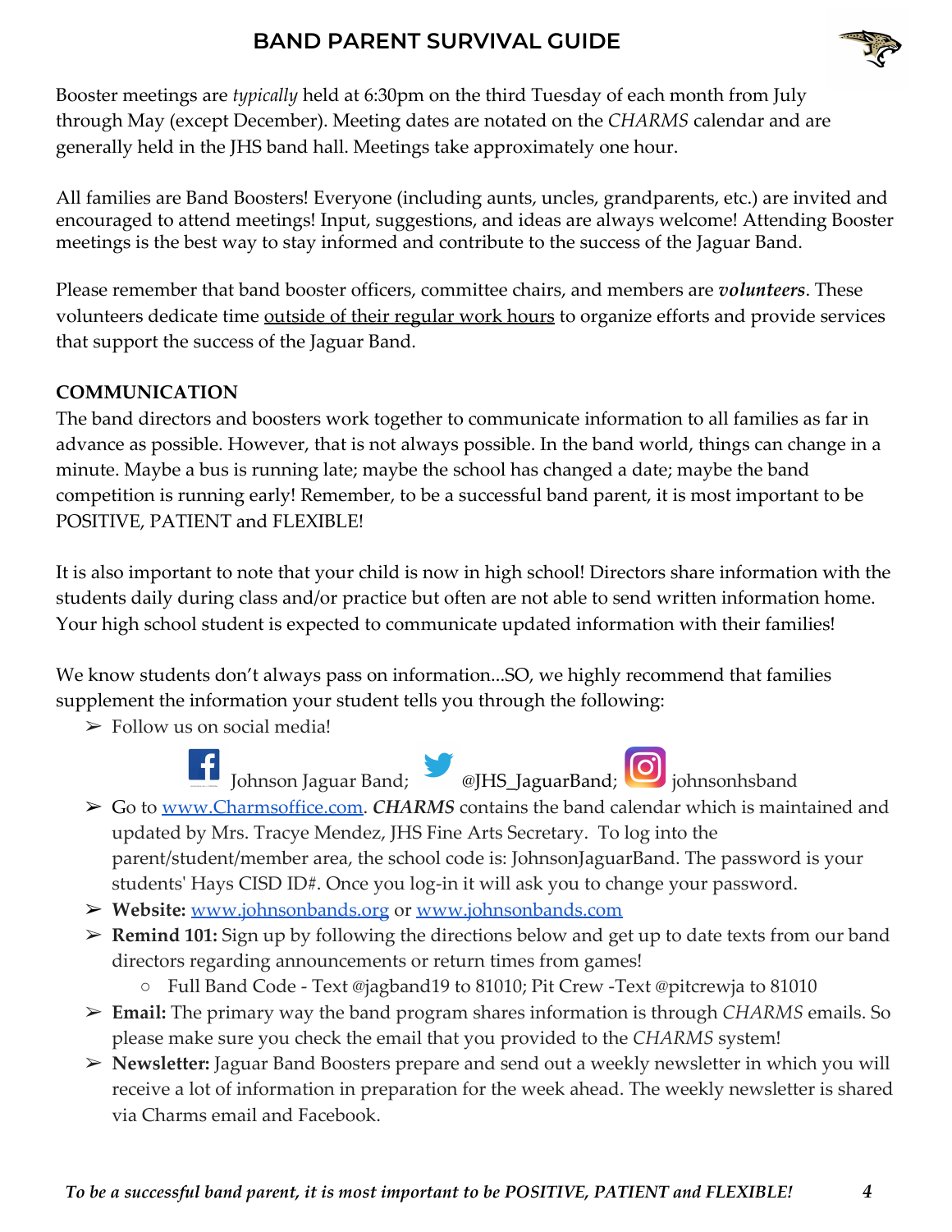Booster meetings are *typically* held at 6:30pm on the third Tuesday of each month from July through May (except December). Meeting dates are notated on the *CHARMS* calendar and are generally held in the JHS band hall. Meetings take approximately one hour.

All families are Band Boosters! Everyone (including aunts, uncles, grandparents, etc.) are invited and encouraged to attend meetings! Input, suggestions, and ideas are always welcome! Attending Booster meetings is the best way to stay informed and contribute to the success of the Jaguar Band.

Please remember that band booster officers, committee chairs, and members are ***volunteers***. These volunteers dedicate time <u>outside of their regular work hours</u> to organize efforts and provide services that support the success of the Jaguar Band.

**COMMUNICATION**

The band directors and boosters work together to communicate information to all families as far in advance as possible. However, that is not always possible. In the band world, things can change in a minute. Maybe a bus is running late; maybe the school has changed a date; maybe the band competition is running early! Remember, to be a successful band parent, it is most important to be POSITIVE, PATIENT and FLEXIBLE!

It is also important to note that your child is now in high school! Directors share information with the students daily during class and/or practice but often are not able to send written information home. Your high school student is expected to communicate updated information with their families!

We know students don't always pass on information...SO, we highly recommend that families supplement the information your student tells you through the following:

- Follow us on social media!
  Johnson Jaguar Band; @JHS_JaguarBand; johnsonhsband
- Go to www.Charmsoffice.com. ***CHARMS*** contains the band calendar which is maintained and updated by Mrs. Tracye Mendez, JHS Fine Arts Secretary. To log into the parent/student/member area, the school code is: JohnsonJaguarBand. The password is your students' Hays CISD ID#. Once you log-in it will ask you to change your password.
- **Website:** www.johnsonbands.org or www.johnsonbands.com
- **Remind 101:** Sign up by following the directions below and get up to date texts from our band directors regarding announcements or return times from games!
  - Full Band Code - Text @jagband19 to 81010; Pit Crew -Text @pitcrewja to 81010
- **Email:** The primary way the band program shares information is through *CHARMS* emails. So please make sure you check the email that you provided to the *CHARMS* system!
- **Newsletter:** Jaguar Band Boosters prepare and send out a weekly newsletter in which you will receive a lot of information in preparation for the week ahead. The weekly newsletter is shared via Charms email and Facebook.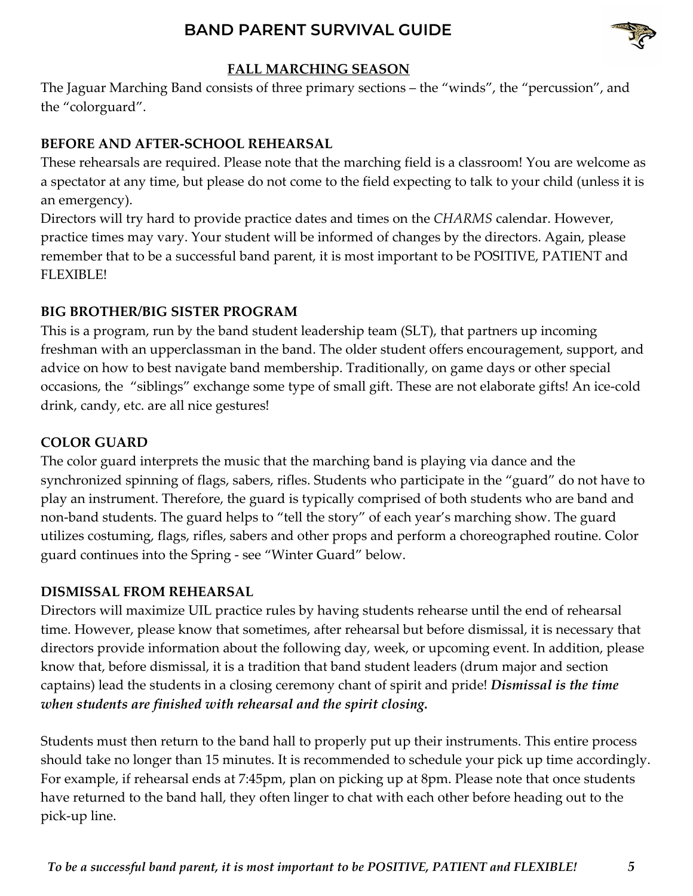## FALL MARCHING SEASON

The Jaguar Marching Band consists of three primary sections – the "winds", the "percussion", and the "colorguard".

### BEFORE AND AFTER-SCHOOL REHEARSAL

These rehearsals are required. Please note that the marching field is a classroom! You are welcome as a spectator at any time, but please do not come to the field expecting to talk to your child (unless it is an emergency).

Directors will try hard to provide practice dates and times on the *CHARMS* calendar. However, practice times may vary. Your student will be informed of changes by the directors. Again, please remember that to be a successful band parent, it is most important to be POSITIVE, PATIENT and FLEXIBLE!

### BIG BROTHER/BIG SISTER PROGRAM

This is a program, run by the band student leadership team (SLT), that partners up incoming freshman with an upperclassman in the band. The older student offers encouragement, support, and advice on how to best navigate band membership. Traditionally, on game days or other special occasions, the "siblings" exchange some type of small gift. These are not elaborate gifts! An ice-cold drink, candy, etc. are all nice gestures!

### COLOR GUARD

The color guard interprets the music that the marching band is playing via dance and the synchronized spinning of flags, sabers, rifles. Students who participate in the "guard" do not have to play an instrument. Therefore, the guard is typically comprised of both students who are band and non-band students. The guard helps to "tell the story" of each year's marching show. The guard utilizes costuming, flags, rifles, sabers and other props and perform a choreographed routine. Color guard continues into the Spring - see "Winter Guard" below.

### DISMISSAL FROM REHEARSAL

Directors will maximize UIL practice rules by having students rehearse until the end of rehearsal time. However, please know that sometimes, after rehearsal but before dismissal, it is necessary that directors provide information about the following day, week, or upcoming event. In addition, please know that, before dismissal, it is a tradition that band student leaders (drum major and section captains) lead the students in a closing ceremony chant of spirit and pride! ***Dismissal is the time when students are finished with rehearsal and the spirit closing.***

Students must then return to the band hall to properly put up their instruments. This entire process should take no longer than 15 minutes. It is recommended to schedule your pick up time accordingly. For example, if rehearsal ends at 7:45pm, plan on picking up at 8pm. Please note that once students have returned to the band hall, they often linger to chat with each other before heading out to the pick-up line.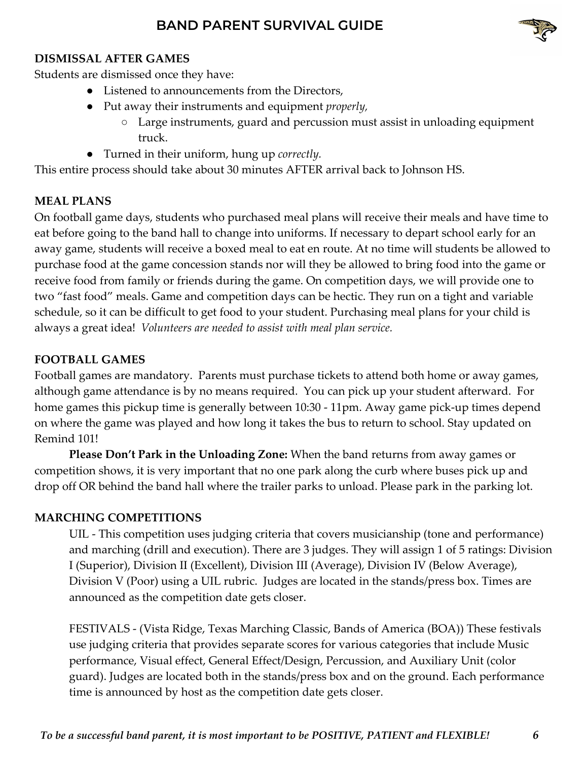**DISMISSAL AFTER GAMES**

Students are dismissed once they have:

- Listened to announcements from the Directors,
- Put away their instruments and equipment *properly,*
    - Large instruments, guard and percussion must assist in unloading equipment truck.
- Turned in their uniform, hung up *correctly.*

This entire process should take about 30 minutes AFTER arrival back to Johnson HS.

**MEAL PLANS**

On football game days, students who purchased meal plans will receive their meals and have time to eat before going to the band hall to change into uniforms. If necessary to depart school early for an away game, students will receive a boxed meal to eat en route. At no time will students be allowed to purchase food at the game concession stands nor will they be allowed to bring food into the game or receive food from family or friends during the game. On competition days, we will provide one to two "fast food" meals. Game and competition days can be hectic. They run on a tight and variable schedule, so it can be difficult to get food to your student. Purchasing meal plans for your child is always a great idea! *Volunteers are needed to assist with meal plan service.*

**FOOTBALL GAMES**

Football games are mandatory. Parents must purchase tickets to attend both home or away games, although game attendance is by no means required. You can pick up your student afterward. For home games this pickup time is generally between 10:30 - 11pm. Away game pick-up times depend on where the game was played and how long it takes the bus to return to school. Stay updated on Remind 101!

**Please Don't Park in the Unloading Zone:** When the band returns from away games or competition shows, it is very important that no one park along the curb where buses pick up and drop off OR behind the band hall where the trailer parks to unload. Please park in the parking lot.

**MARCHING COMPETITIONS**

UIL - This competition uses judging criteria that covers musicianship (tone and performance) and marching (drill and execution). There are 3 judges. They will assign 1 of 5 ratings: Division I (Superior), Division II (Excellent), Division III (Average), Division IV (Below Average), Division V (Poor) using a UIL rubric. Judges are located in the stands/press box. Times are announced as the competition date gets closer.

FESTIVALS - (Vista Ridge, Texas Marching Classic, Bands of America (BOA)) These festivals use judging criteria that provides separate scores for various categories that include Music performance, Visual effect, General Effect/Design, Percussion, and Auxiliary Unit (color guard). Judges are located both in the stands/press box and on the ground. Each performance time is announced by host as the competition date gets closer.

*To be a successful band parent, it is most important to be POSITIVE, PATIENT and FLEXIBLE!*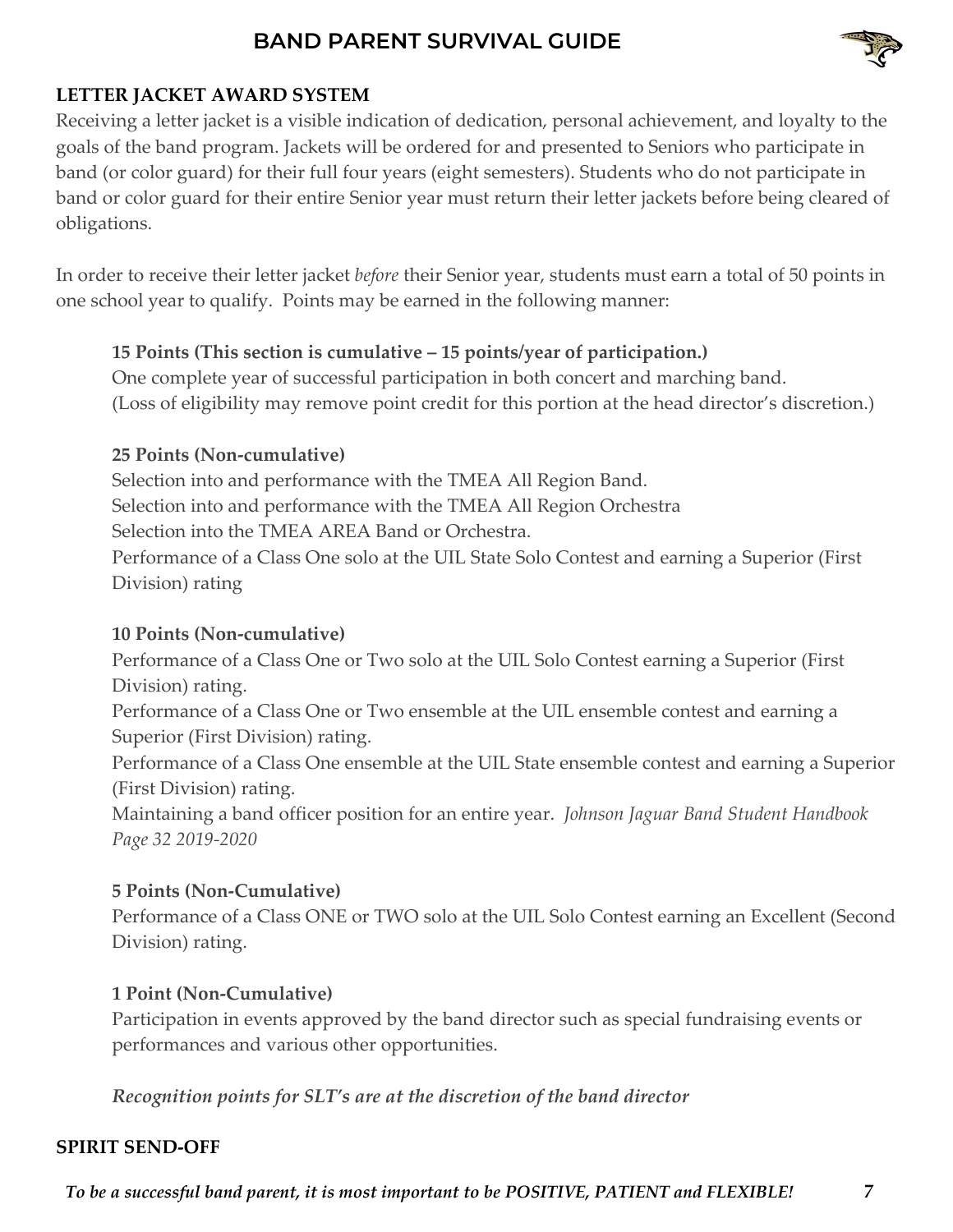## LETTER JACKET AWARD SYSTEM

Receiving a letter jacket is a visible indication of dedication, personal achievement, and loyalty to the goals of the band program. Jackets will be ordered for and presented to Seniors who participate in band (or color guard) for their full four years (eight semesters). Students who do not participate in band or color guard for their entire Senior year must return their letter jackets before being cleared of obligations.

In order to receive their letter jacket *before* their Senior year, students must earn a total of 50 points in one school year to qualify. Points may be earned in the following manner:

**15 Points (This section is cumulative – 15 points/year of participation.)**
One complete year of successful participation in both concert and marching band.
(Loss of eligibility may remove point credit for this portion at the head director's discretion.)

**25 Points (Non-cumulative)**
Selection into and performance with the TMEA All Region Band.
Selection into and performance with the TMEA All Region Orchestra
Selection into the TMEA AREA Band or Orchestra.
Performance of a Class One solo at the UIL State Solo Contest and earning a Superior (First Division) rating

**10 Points (Non-cumulative)**
Performance of a Class One or Two solo at the UIL Solo Contest earning a Superior (First Division) rating.
Performance of a Class One or Two ensemble at the UIL ensemble contest and earning a Superior (First Division) rating.
Performance of a Class One ensemble at the UIL State ensemble contest and earning a Superior (First Division) rating.
Maintaining a band officer position for an entire year. *Johnson Jaguar Band Student Handbook Page 32 2019-2020*

**5 Points (Non-Cumulative)**
Performance of a Class ONE or TWO solo at the UIL Solo Contest earning an Excellent (Second Division) rating.

**1 Point (Non-Cumulative)**
Participation in events approved by the band director such as special fundraising events or performances and various other opportunities.

***Recognition points for SLT's are at the discretion of the band director***

## SPIRIT SEND-OFF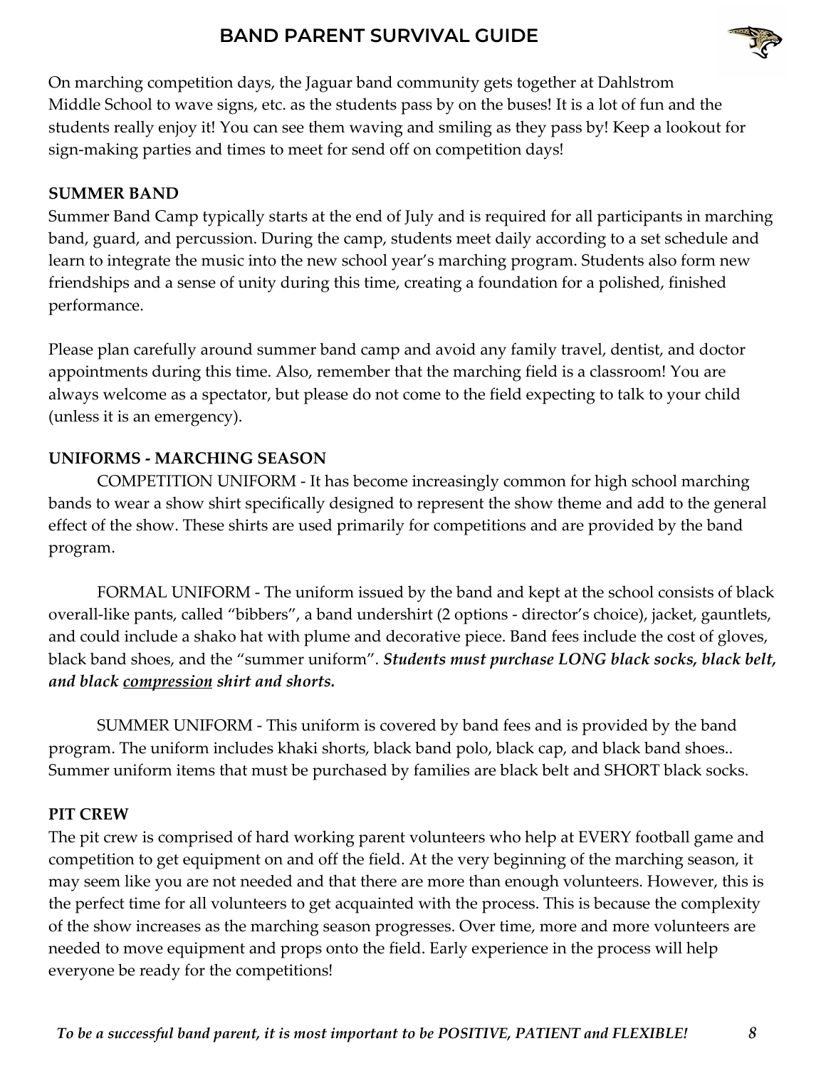On marching competition days, the Jaguar band community gets together at Dahlstrom Middle School to wave signs, etc. as the students pass by on the buses! It is a lot of fun and the students really enjoy it! You can see them waving and smiling as they pass by! Keep a lookout for sign-making parties and times to meet for send off on competition days!

**SUMMER BAND**

Summer Band Camp typically starts at the end of July and is required for all participants in marching band, guard, and percussion. During the camp, students meet daily according to a set schedule and learn to integrate the music into the new school year's marching program. Students also form new friendships and a sense of unity during this time, creating a foundation for a polished, finished performance.

Please plan carefully around summer band camp and avoid any family travel, dentist, and doctor appointments during this time. Also, remember that the marching field is a classroom! You are always welcome as a spectator, but please do not come to the field expecting to talk to your child (unless it is an emergency).

**UNIFORMS - MARCHING SEASON**

COMPETITION UNIFORM - It has become increasingly common for high school marching bands to wear a show shirt specifically designed to represent the show theme and add to the general effect of the show. These shirts are used primarily for competitions and are provided by the band program.

FORMAL UNIFORM - The uniform issued by the band and kept at the school consists of black overall-like pants, called "bibbers", a band undershirt (2 options - director's choice), jacket, gauntlets, and could include a shako hat with plume and decorative piece. Band fees include the cost of gloves, black band shoes, and the "summer uniform". ***Students must purchase LONG black socks, black belt, and black <u>compression</u> shirt and shorts.***

SUMMER UNIFORM - This uniform is covered by band fees and is provided by the band program. The uniform includes khaki shorts, black band polo, black cap, and black band shoes.. Summer uniform items that must be purchased by families are black belt and SHORT black socks.

**PIT CREW**

The pit crew is comprised of hard working parent volunteers who help at EVERY football game and competition to get equipment on and off the field. At the very beginning of the marching season, it may seem like you are not needed and that there are more than enough volunteers. However, this is the perfect time for all volunteers to get acquainted with the process. This is because the complexity of the show increases as the marching season progresses. Over time, more and more volunteers are needed to move equipment and props onto the field. Early experience in the process will help everyone be ready for the competitions!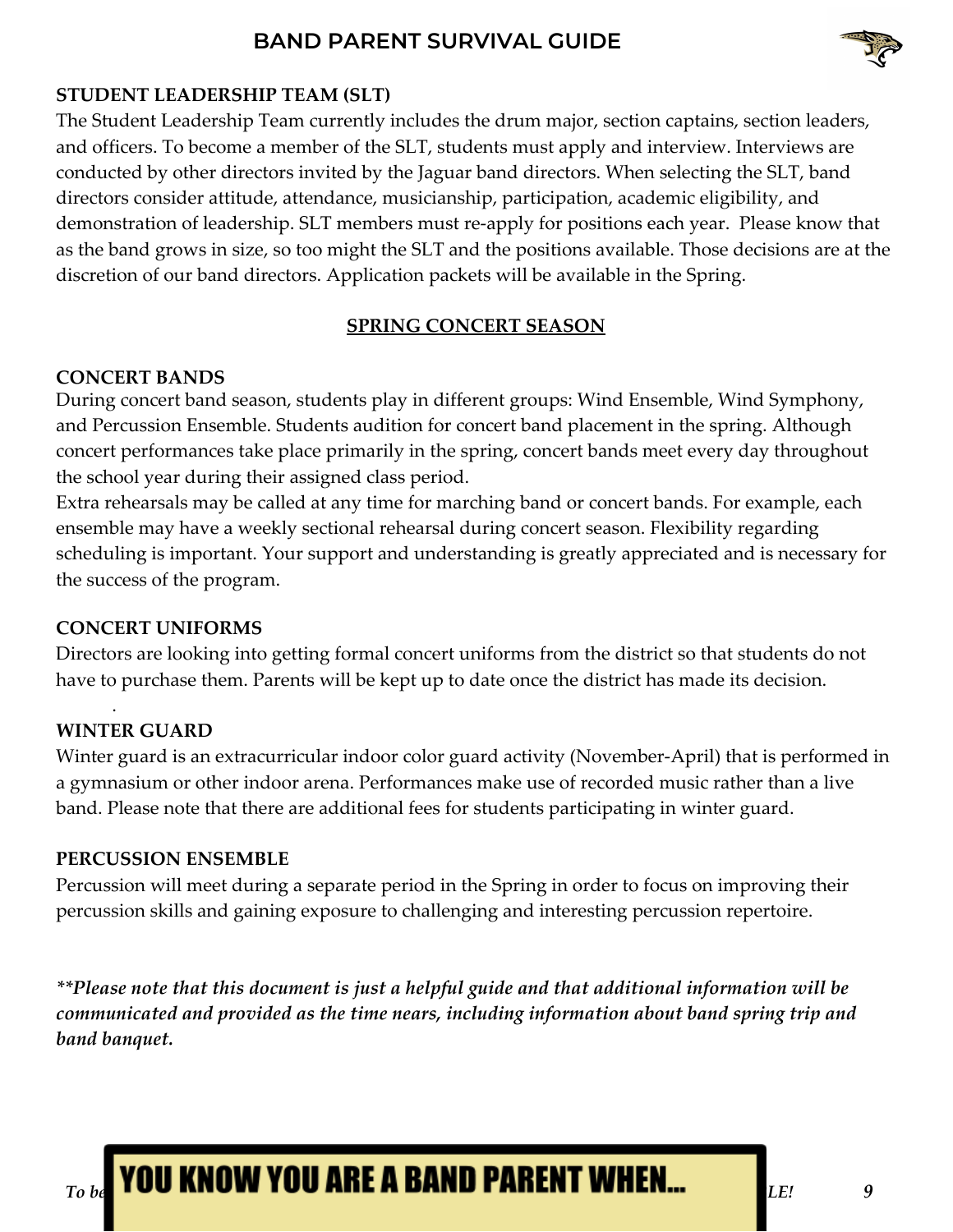## STUDENT LEADERSHIP TEAM (SLT)

The Student Leadership Team currently includes the drum major, section captains, section leaders, and officers. To become a member of the SLT, students must apply and interview. Interviews are conducted by other directors invited by the Jaguar band directors. When selecting the SLT, band directors consider attitude, attendance, musicianship, participation, academic eligibility, and demonstration of leadership. SLT members must re-apply for positions each year. Please know that as the band grows in size, so too might the SLT and the positions available. Those decisions are at the discretion of our band directors. Application packets will be available in the Spring.

# SPRING CONCERT SEASON

## CONCERT BANDS

During concert band season, students play in different groups: Wind Ensemble, Wind Symphony, and Percussion Ensemble. Students audition for concert band placement in the spring. Although concert performances take place primarily in the spring, concert bands meet every day throughout the school year during their assigned class period.

Extra rehearsals may be called at any time for marching band or concert bands. For example, each ensemble may have a weekly sectional rehearsal during concert season. Flexibility regarding scheduling is important. Your support and understanding is greatly appreciated and is necessary for the success of the program.

## CONCERT UNIFORMS

Directors are looking into getting formal concert uniforms from the district so that students do not have to purchase them. Parents will be kept up to date once the district has made its decision.

## WINTER GUARD

Winter guard is an extracurricular indoor color guard activity (November-April) that is performed in a gymnasium or other indoor arena. Performances make use of recorded music rather than a live band. Please note that there are additional fees for students participating in winter guard.

## PERCUSSION ENSEMBLE

Percussion will meet during a separate period in the Spring in order to focus on improving their percussion skills and gaining exposure to challenging and interesting percussion repertoire.

***Please note that this document is just a helpful guide and that additional information will be communicated and provided as the time nears, including information about band spring trip and band banquet.***

**YOU KNOW YOU ARE A BAND PARENT WHEN...**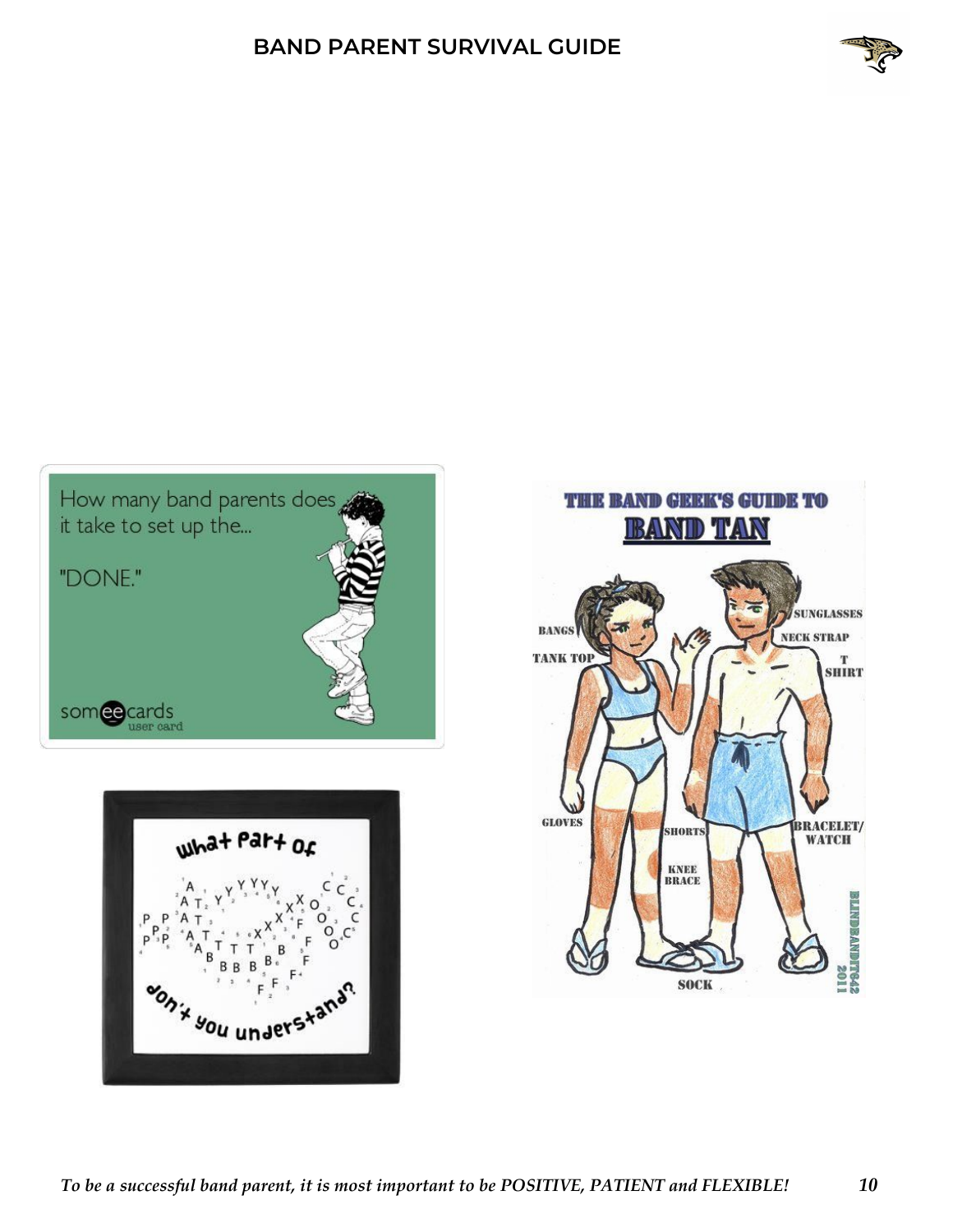How many band parents does it take to set up the...

"DONE."

someecards user card

THE BAND GEEK'S GUIDE TO

BAND TAN

BANGS

TANK TOP

GLOVES

SUNGLASSES

NECK STRAP

T SHIRT

SHORTS

KNEE BRACE

BRACELET/ WATCH

SOCK

BLINDBANDIT642 2011

What part of

don't you understand?